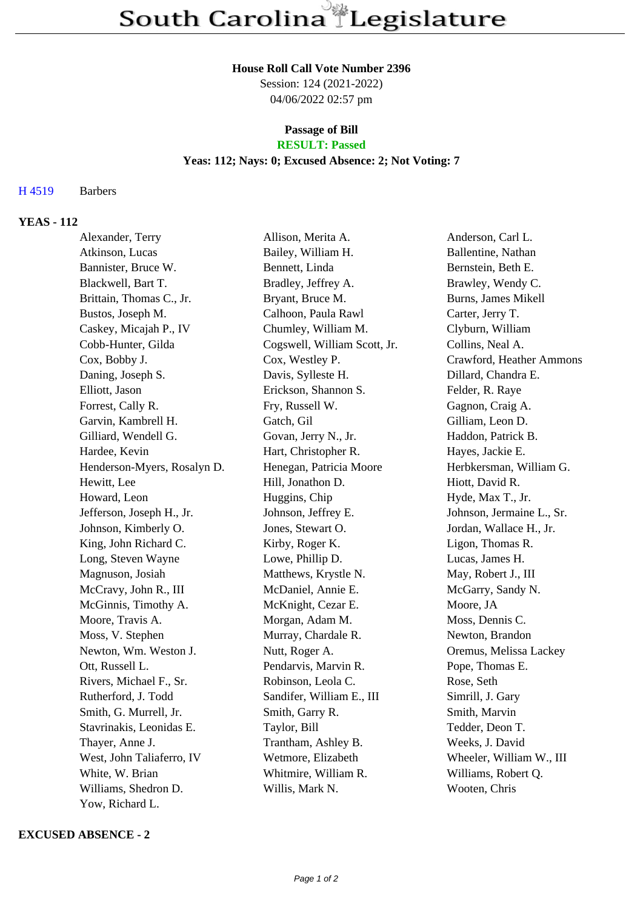# South Carolina Legislature

**House Roll Call Vote Number 2396**

Session: 124 (2021-2022)

04/06/2022 02:57 pm

**Passage of Bill**

**RESULT: Passed**

**Yeas: 112; Nays: 0; Excused Absence: 2; Not Voting: 7**

H 4519 Barbers

**YEAS - 112**

Alexander, Terry
Allison, Merita A.
Anderson, Carl L.
Atkinson, Lucas
Bailey, William H.
Ballentine, Nathan
Bannister, Bruce W.
Bennett, Linda
Bernstein, Beth E.
Blackwell, Bart T.
Bradley, Jeffrey A.
Brawley, Wendy C.
Brittain, Thomas C., Jr.
Bryant, Bruce M.
Burns, James Mikell
Bustos, Joseph M.
Calhoon, Paula Rawl
Carter, Jerry T.
Caskey, Micajah P., IV
Chumley, William M.
Clyburn, William
Cobb-Hunter, Gilda
Cogswell, William Scott, Jr.
Collins, Neal A.
Cox, Bobby J.
Cox, Westley P.
Crawford, Heather Ammons
Daning, Joseph S.
Davis, Sylleste H.
Dillard, Chandra E.
Elliott, Jason
Erickson, Shannon S.
Felder, R. Raye
Forrest, Cally R.
Fry, Russell W.
Gagnon, Craig A.
Garvin, Kambrell H.
Gatch, Gil
Gilliam, Leon D.
Gilliard, Wendell G.
Govan, Jerry N., Jr.
Haddon, Patrick B.
Hardee, Kevin
Hart, Christopher R.
Hayes, Jackie E.
Henderson-Myers, Rosalyn D.
Henegan, Patricia Moore
Herbkersman, William G.
Hewitt, Lee
Hill, Jonathon D.
Hiott, David R.
Howard, Leon
Huggins, Chip
Hyde, Max T., Jr.
Jefferson, Joseph H., Jr.
Johnson, Jeffrey E.
Johnson, Jermaine L., Sr.
Johnson, Kimberly O.
Jones, Stewart O.
Jordan, Wallace H., Jr.
King, John Richard C.
Kirby, Roger K.
Ligon, Thomas R.
Long, Steven Wayne
Lowe, Phillip D.
Lucas, James H.
Magnuson, Josiah
Matthews, Krystle N.
May, Robert J., III
McCravy, John R., III
McDaniel, Annie E.
McGarry, Sandy N.
McGinnis, Timothy A.
McKnight, Cezar E.
Moore, JA
Moore, Travis A.
Morgan, Adam M.
Moss, Dennis C.
Moss, V. Stephen
Murray, Chardale R.
Newton, Brandon
Newton, Wm. Weston J.
Nutt, Roger A.
Oremus, Melissa Lackey
Ott, Russell L.
Pendarvis, Marvin R.
Pope, Thomas E.
Rivers, Michael F., Sr.
Robinson, Leola C.
Rose, Seth
Rutherford, J. Todd
Sandifer, William E., III
Simrill, J. Gary
Smith, G. Murrell, Jr.
Smith, Garry R.
Smith, Marvin
Stavrinakis, Leonidas E.
Taylor, Bill
Tedder, Deon T.
Thayer, Anne J.
Trantham, Ashley B.
Weeks, J. David
West, John Taliaferro, IV
Wetmore, Elizabeth
Wheeler, William W., III
White, W. Brian
Whitmire, William R.
Williams, Robert Q.
Williams, Shedron D.
Willis, Mark N.
Wooten, Chris
Yow, Richard L.

**EXCUSED ABSENCE - 2**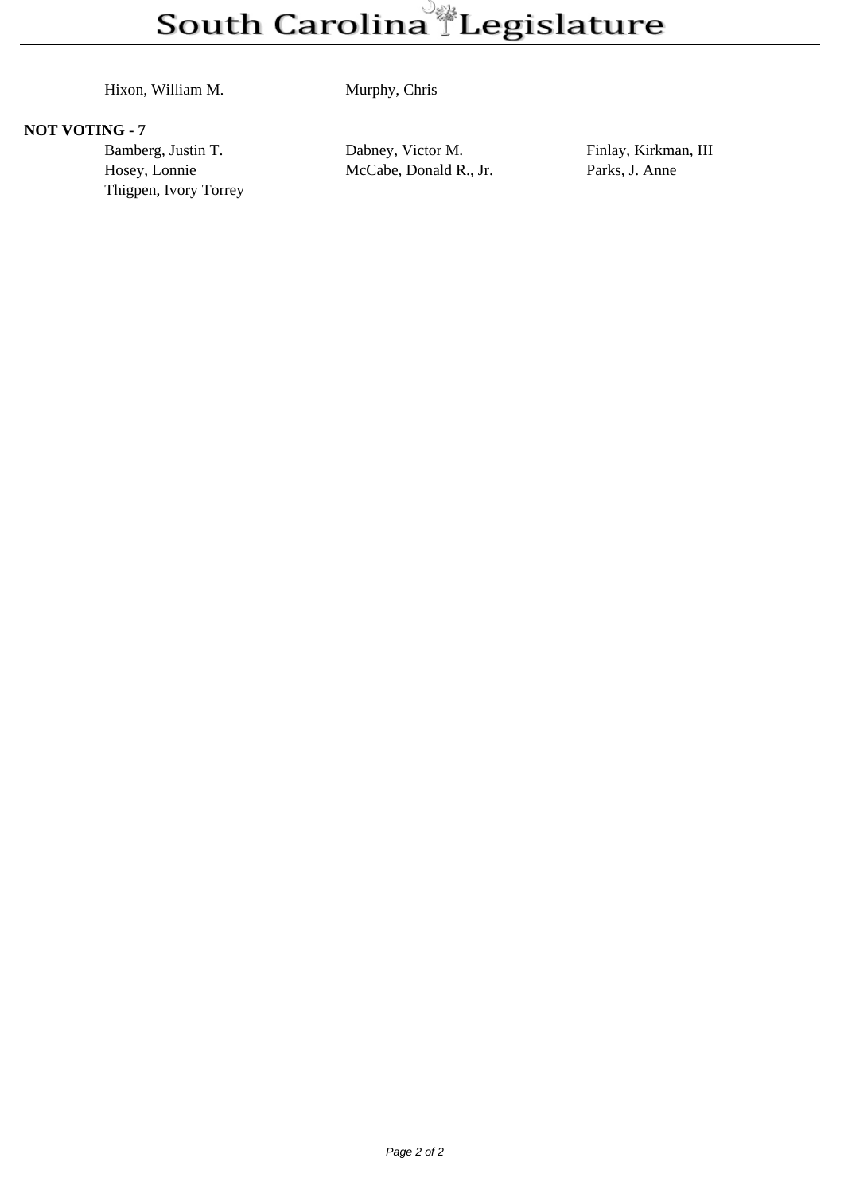Hixon, William M. Murphy, Chris

**NOT VOTING - 7**

| | | |
|---|---|---|
| Bamberg, Justin T. | Dabney, Victor M. | Finlay, Kirkman, III |
| Hosey, Lonnie | McCabe, Donald R., Jr. | Parks, J. Anne |
| Thigpen, Ivory Torrey | | |